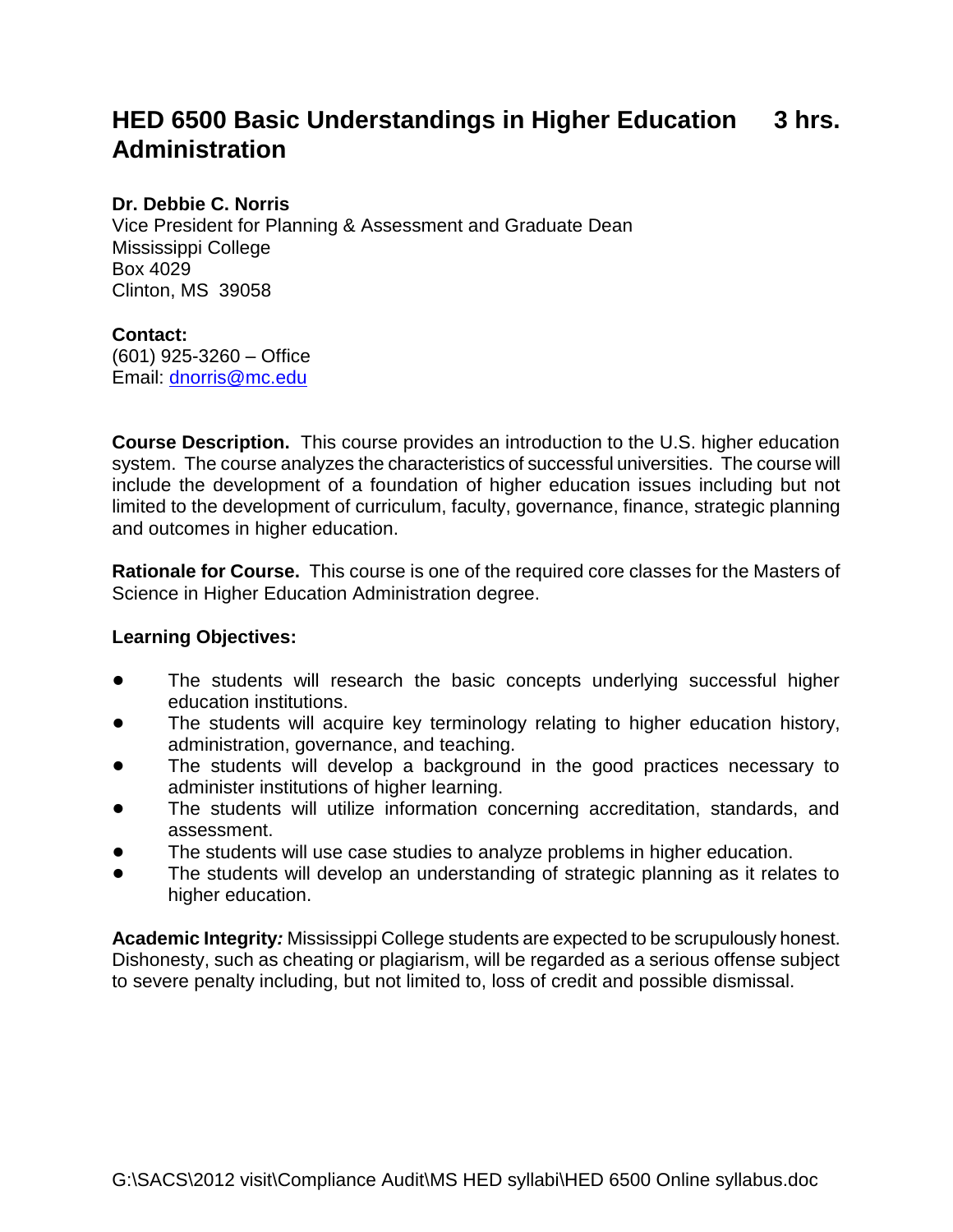# HED 6500 Basic Understandings in Higher Education Administration 3 hrs.

**Dr. Debbie C. Norris**
Vice President for Planning & Assessment and Graduate Dean
Mississippi College
Box 4029
Clinton, MS 39058

**Contact:**
(601) 925-3260 – Office
Email: dnorris@mc.edu

**Course Description.** This course provides an introduction to the U.S. higher education system. The course analyzes the characteristics of successful universities. The course will include the development of a foundation of higher education issues including but not limited to the development of curriculum, faculty, governance, finance, strategic planning and outcomes in higher education.

**Rationale for Course.** This course is one of the required core classes for the Masters of Science in Higher Education Administration degree.

**Learning Objectives:**

- The students will research the basic concepts underlying successful higher education institutions.
- The students will acquire key terminology relating to higher education history, administration, governance, and teaching.
- The students will develop a background in the good practices necessary to administer institutions of higher learning.
- The students will utilize information concerning accreditation, standards, and assessment.
- The students will use case studies to analyze problems in higher education.
- The students will develop an understanding of strategic planning as it relates to higher education.

**Academic Integrity*:*** Mississippi College students are expected to be scrupulously honest. Dishonesty, such as cheating or plagiarism, will be regarded as a serious offense subject to severe penalty including, but not limited to, loss of credit and possible dismissal.

G:\SACS\2012 visit\Compliance Audit\MS HED syllabi\HED 6500 Online syllabus.doc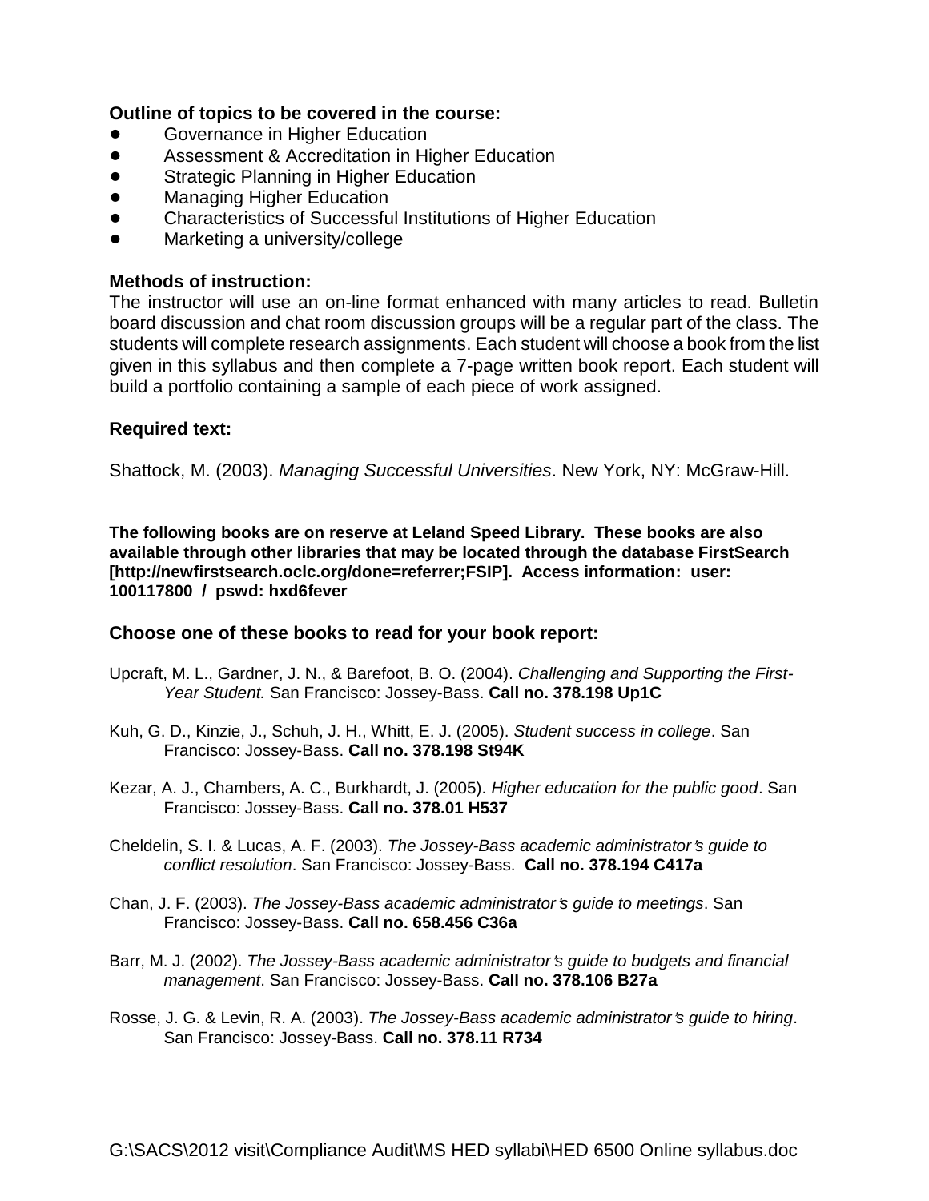**Outline of topics to be covered in the course:**

- Governance in Higher Education
- Assessment & Accreditation in Higher Education
- Strategic Planning in Higher Education
- Managing Higher Education
- Characteristics of Successful Institutions of Higher Education
- Marketing a university/college

**Methods of instruction:**

The instructor will use an on-line format enhanced with many articles to read. Bulletin board discussion and chat room discussion groups will be a regular part of the class. The students will complete research assignments. Each student will choose a book from the list given in this syllabus and then complete a 7-page written book report. Each student will build a portfolio containing a sample of each piece of work assigned.

**Required text:**

Shattock, M. (2003). *Managing Successful Universities*. New York, NY: McGraw-Hill.

**The following books are on reserve at Leland Speed Library. These books are also available through other libraries that may be located through the database FirstSearch [http://newfirstsearch.oclc.org/done=referrer;FSIP]. Access information: user: 100117800 / pswd: hxd6fever**

**Choose one of these books to read for your book report:**

Upcraft, M. L., Gardner, J. N., & Barefoot, B. O. (2004). *Challenging and Supporting the First-Year Student.* San Francisco: Jossey-Bass. **Call no. 378.198 Up1C**

Kuh, G. D., Kinzie, J., Schuh, J. H., Whitt, E. J. (2005). *Student success in college*. San Francisco: Jossey-Bass. **Call no. 378.198 St94K**

Kezar, A. J., Chambers, A. C., Burkhardt, J. (2005). *Higher education for the public good*. San Francisco: Jossey-Bass. **Call no. 378.01 H537**

Cheldelin, S. I. & Lucas, A. F. (2003). *The Jossey-Bass academic administrator's guide to conflict resolution*. San Francisco: Jossey-Bass. **Call no. 378.194 C417a**

Chan, J. F. (2003). *The Jossey-Bass academic administrator's guide to meetings*. San Francisco: Jossey-Bass. **Call no. 658.456 C36a**

Barr, M. J. (2002). *The Jossey-Bass academic administrator's guide to budgets and financial management*. San Francisco: Jossey-Bass. **Call no. 378.106 B27a**

Rosse, J. G. & Levin, R. A. (2003). *The Jossey-Bass academic administrator's guide to hiring*. San Francisco: Jossey-Bass. **Call no. 378.11 R734**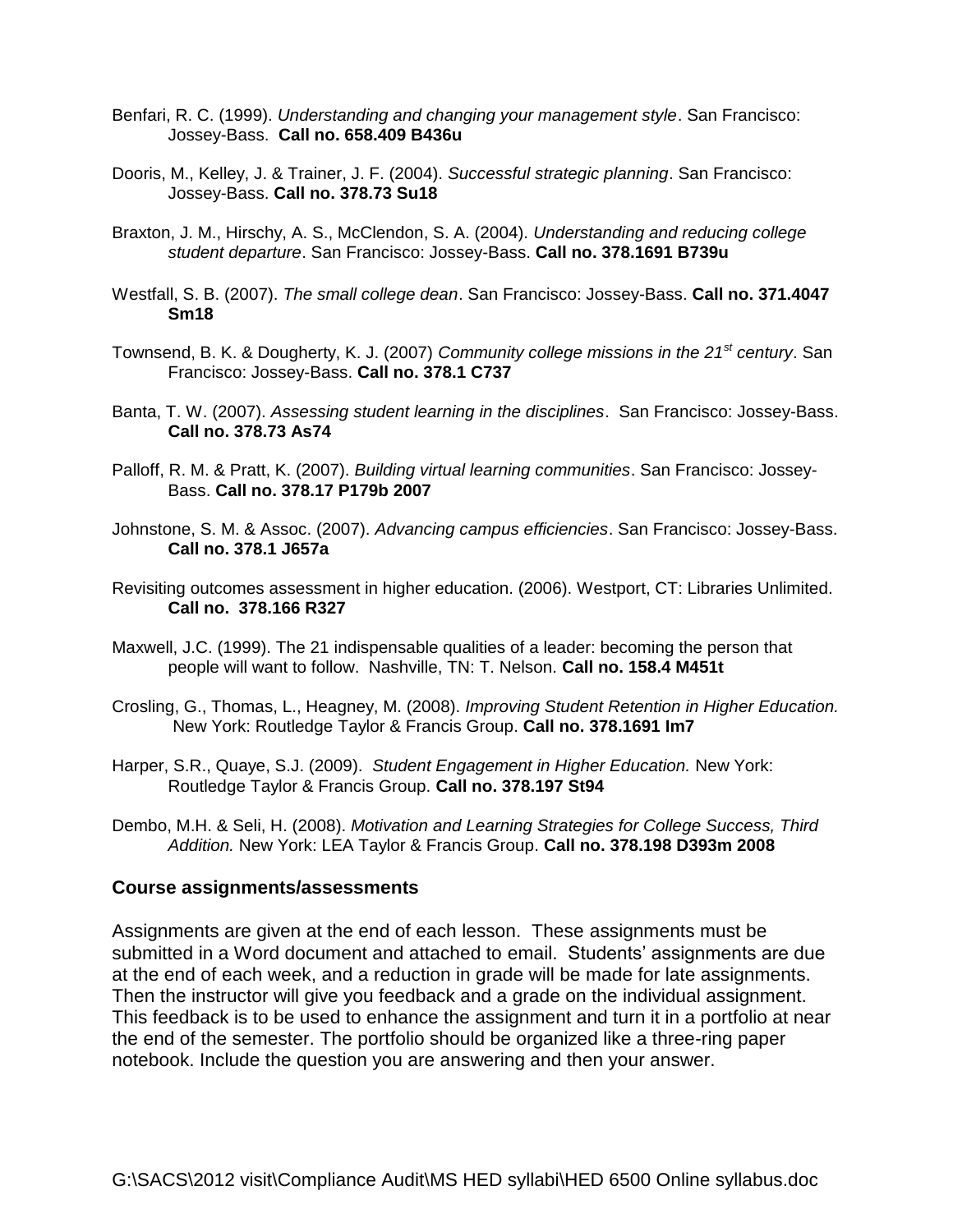Benfari, R. C. (1999). *Understanding and changing your management style*. San Francisco: Jossey-Bass. **Call no. 658.409 B436u**

Dooris, M., Kelley, J. & Trainer, J. F. (2004). *Successful strategic planning*. San Francisco: Jossey-Bass. **Call no. 378.73 Su18**

Braxton, J. M., Hirschy, A. S., McClendon, S. A. (2004). *Understanding and reducing college student departure*. San Francisco: Jossey-Bass. **Call no. 378.1691 B739u**

Westfall, S. B. (2007). *The small college dean*. San Francisco: Jossey-Bass. **Call no. 371.4047 Sm18**

Townsend, B. K. & Dougherty, K. J. (2007) *Community college missions in the 21st century*. San Francisco: Jossey-Bass. **Call no. 378.1 C737**

Banta, T. W. (2007). *Assessing student learning in the disciplines*. San Francisco: Jossey-Bass. **Call no. 378.73 As74**

Palloff, R. M. & Pratt, K. (2007). *Building virtual learning communities*. San Francisco: Jossey-Bass. **Call no. 378.17 P179b 2007**

Johnstone, S. M. & Assoc. (2007). *Advancing campus efficiencies*. San Francisco: Jossey-Bass. **Call no. 378.1 J657a**

Revisiting outcomes assessment in higher education. (2006). Westport, CT: Libraries Unlimited. **Call no. 378.166 R327**

Maxwell, J.C. (1999). The 21 indispensable qualities of a leader: becoming the person that people will want to follow. Nashville, TN: T. Nelson. **Call no. 158.4 M451t**

Crosling, G., Thomas, L., Heagney, M. (2008). *Improving Student Retention in Higher Education.* New York: Routledge Taylor & Francis Group. **Call no. 378.1691 Im7**

Harper, S.R., Quaye, S.J. (2009). *Student Engagement in Higher Education.* New York: Routledge Taylor & Francis Group. **Call no. 378.197 St94**

Dembo, M.H. & Seli, H. (2008). *Motivation and Learning Strategies for College Success, Third Addition.* New York: LEA Taylor & Francis Group. **Call no. 378.198 D393m 2008**

### Course assignments/assessments

Assignments are given at the end of each lesson. These assignments must be submitted in a Word document and attached to email. Students' assignments are due at the end of each week, and a reduction in grade will be made for late assignments. Then the instructor will give you feedback and a grade on the individual assignment. This feedback is to be used to enhance the assignment and turn it in a portfolio at near the end of the semester. The portfolio should be organized like a three-ring paper notebook. Include the question you are answering and then your answer.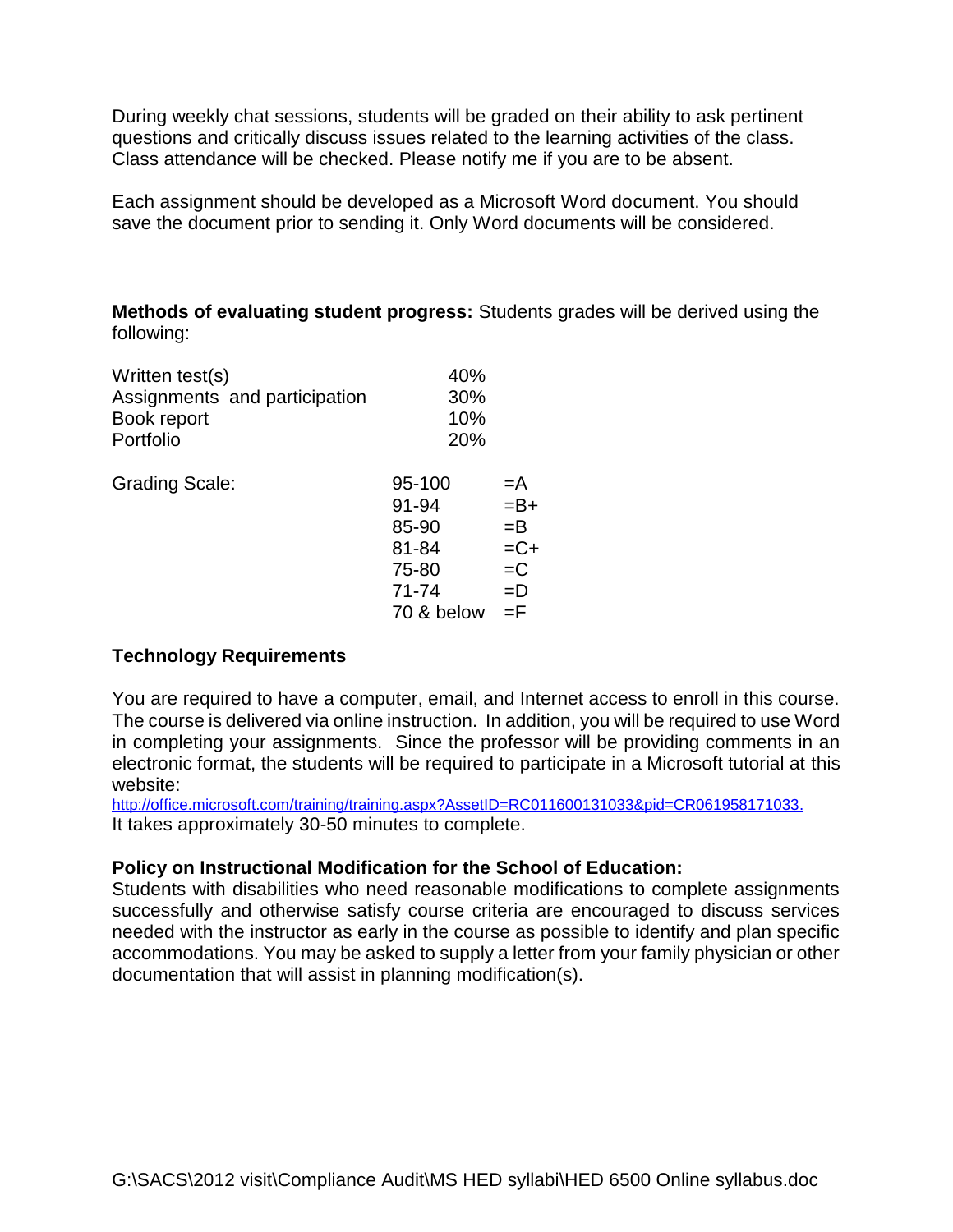During weekly chat sessions, students will be graded on their ability to ask pertinent questions and critically discuss issues related to the learning activities of the class. Class attendance will be checked. Please notify me if you are to be absent.

Each assignment should be developed as a Microsoft Word document. You should save the document prior to sending it. Only Word documents will be considered.

**Methods of evaluating student progress:** Students grades will be derived using the following:

| | |
|---|---|
| Written test(s) | 40% |
| Assignments and participation | 30% |
| Book report | 10% |
| Portfolio | 20% |

Grading Scale:

| | |
|---|---|
| 95-100 | =A |
| 91-94 | =B+ |
| 85-90 | =B |
| 81-84 | =C+ |
| 75-80 | =C |
| 71-74 | =D |
| 70 & below | =F |

**Technology Requirements**

You are required to have a computer, email, and Internet access to enroll in this course. The course is delivered via online instruction. In addition, you will be required to use Word in completing your assignments. Since the professor will be providing comments in an electronic format, the students will be required to participate in a Microsoft tutorial at this website:
http://office.microsoft.com/training/training.aspx?AssetID=RC011600131033&pid=CR061958171033.
It takes approximately 30-50 minutes to complete.

**Policy on Instructional Modification for the School of Education:**
Students with disabilities who need reasonable modifications to complete assignments successfully and otherwise satisfy course criteria are encouraged to discuss services needed with the instructor as early in the course as possible to identify and plan specific accommodations. You may be asked to supply a letter from your family physician or other documentation that will assist in planning modification(s).